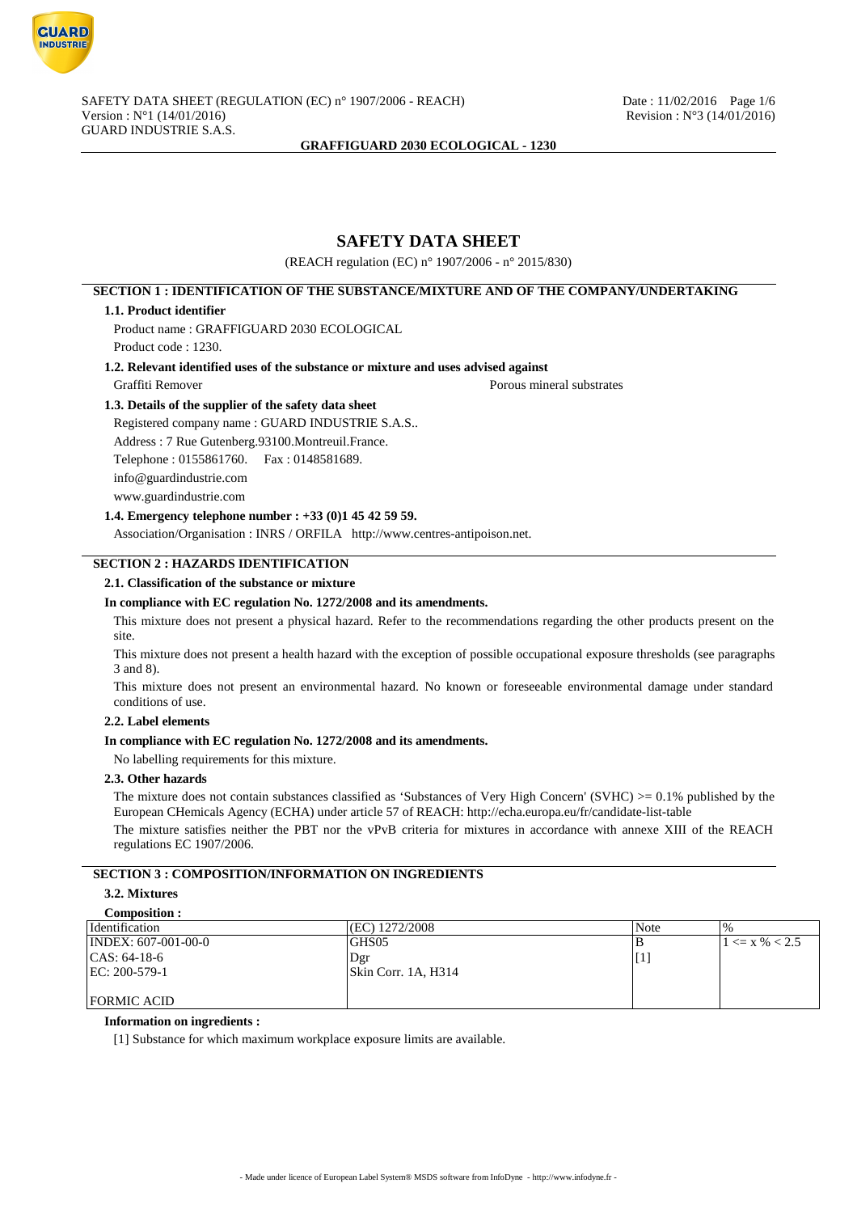# SAFETY DATA SHEET

(REACH regulation (EC) n° 1907/2006 - n° 2015/830)

## SECTION 1 : IDENTIFICATION OF THE SUBSTANCE/MIXTURE AND OF THE COMPANY/UNDERTAKING

### 1.1. Product identifier

Product name : GRAFFIGUARD 2030 ECOLOGICAL

Product code : 1230.

### 1.2. Relevant identified uses of the substance or mixture and uses advised against

Graffiti Remover

Porous mineral substrates

### 1.3. Details of the supplier of the safety data sheet

Registered company name : GUARD INDUSTRIE S.A.S..

Address : 7 Rue Gutenberg.93100.Montreuil.France.

Telephone : 0155861760. Fax : 0148581689.

info@guardindustrie.com

www.guardindustrie.com

### 1.4. Emergency telephone number : +33 (0)1 45 42 59 59.

Association/Organisation : INRS / ORFILA http://www.centres-antipoison.net.

## SECTION 2 : HAZARDS IDENTIFICATION

### 2.1. Classification of the substance or mixture

**In compliance with EC regulation No. 1272/2008 and its amendments.**

This mixture does not present a physical hazard. Refer to the recommendations regarding the other products present on the site.

This mixture does not present a health hazard with the exception of possible occupational exposure thresholds (see paragraphs 3 and 8).

This mixture does not present an environmental hazard. No known or foreseeable environmental damage under standard conditions of use.

### 2.2. Label elements

**In compliance with EC regulation No. 1272/2008 and its amendments.**

No labelling requirements for this mixture.

### 2.3. Other hazards

The mixture does not contain substances classified as 'Substances of Very High Concern' (SVHC) >= 0.1% published by the European CHemicals Agency (ECHA) under article 57 of REACH: http://echa.europa.eu/fr/candidate-list-table

The mixture satisfies neither the PBT nor the vPvB criteria for mixtures in accordance with annexe XIII of the REACH regulations EC 1907/2006.

## SECTION 3 : COMPOSITION/INFORMATION ON INGREDIENTS

### 3.2. Mixtures

**Composition :**

| Identification | (EC) 1272/2008 | Note | % |
|---|---|---|---|
| INDEX: 607-001-00-0<br>CAS: 64-18-6<br>EC: 200-579-1<br><br>FORMIC ACID | GHS05<br>Dgr<br>Skin Corr. 1A, H314 | B<br>[1] | 1 <= x % < 2.5 |

**Information on ingredients :**

[1] Substance for which maximum workplace exposure limits are available.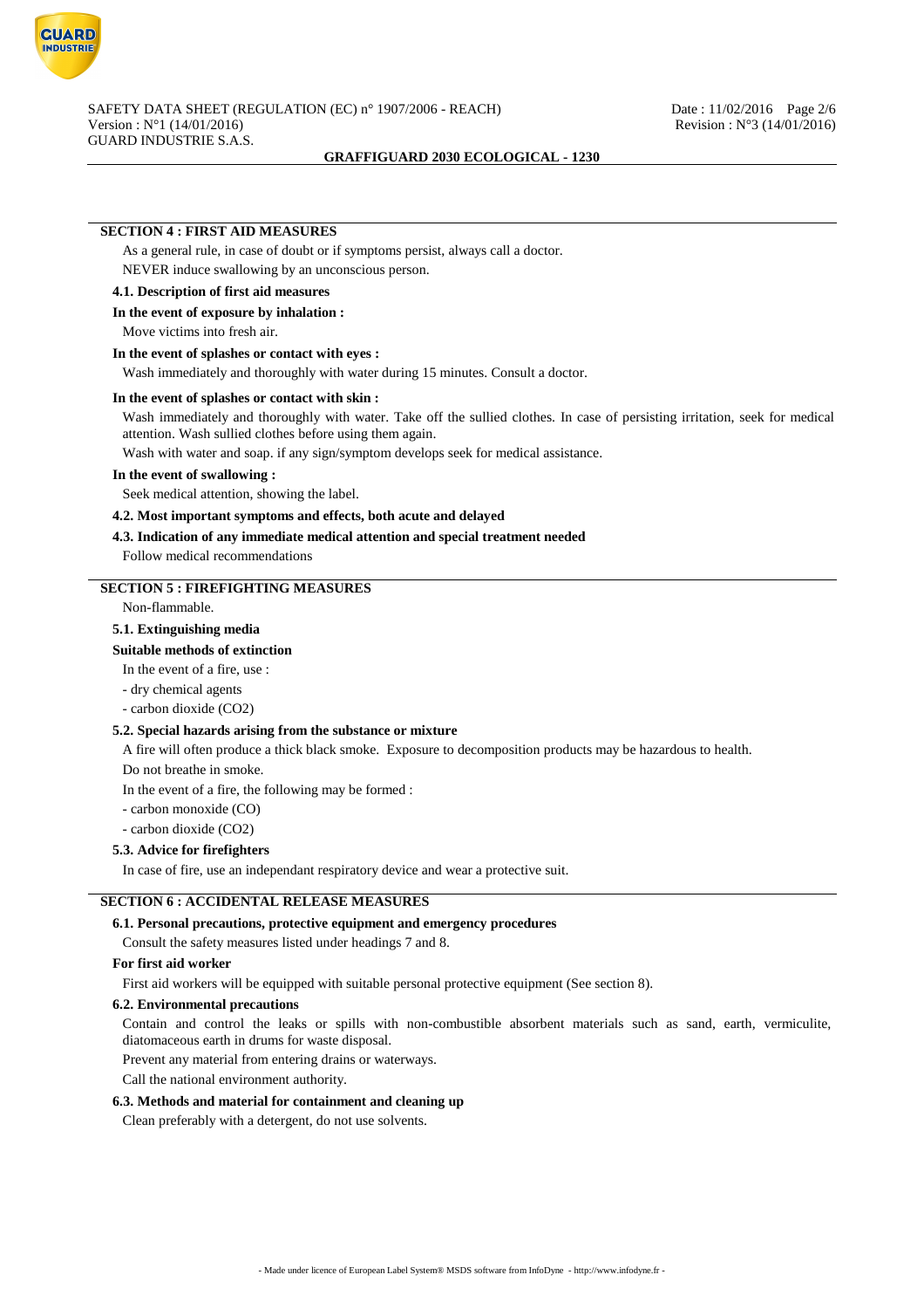## SECTION 4 : FIRST AID MEASURES

As a general rule, in case of doubt or if symptoms persist, always call a doctor.

NEVER induce swallowing by an unconscious person.

### 4.1. Description of first aid measures

**In the event of exposure by inhalation :**

Move victims into fresh air.

**In the event of splashes or contact with eyes :**

Wash immediately and thoroughly with water during 15 minutes. Consult a doctor.

**In the event of splashes or contact with skin :**

Wash immediately and thoroughly with water. Take off the sullied clothes. In case of persisting irritation, seek for medical attention. Wash sullied clothes before using them again.

Wash with water and soap. if any sign/symptom develops seek for medical assistance.

**In the event of swallowing :**

Seek medical attention, showing the label.

### 4.2. Most important symptoms and effects, both acute and delayed

### 4.3. Indication of any immediate medical attention and special treatment needed

Follow medical recommendations

## SECTION 5 : FIREFIGHTING MEASURES

Non-flammable.

### 5.1. Extinguishing media

**Suitable methods of extinction**

In the event of a fire, use :

- dry chemical agents
- carbon dioxide ($CO_2$)

### 5.2. Special hazards arising from the substance or mixture

A fire will often produce a thick black smoke. Exposure to decomposition products may be hazardous to health.

Do not breathe in smoke.

In the event of a fire, the following may be formed :

- carbon monoxide (CO)
- carbon dioxide ($CO_2$)

### 5.3. Advice for firefighters

In case of fire, use an independant respiratory device and wear a protective suit.

## SECTION 6 : ACCIDENTAL RELEASE MEASURES

### 6.1. Personal precautions, protective equipment and emergency procedures

Consult the safety measures listed under headings 7 and 8.

**For first aid worker**

First aid workers will be equipped with suitable personal protective equipment (See section 8).

### 6.2. Environmental precautions

Contain and control the leaks or spills with non-combustible absorbent materials such as sand, earth, vermiculite, diatomaceous earth in drums for waste disposal.

Prevent any material from entering drains or waterways.

Call the national environment authority.

### 6.3. Methods and material for containment and cleaning up

Clean preferably with a detergent, do not use solvents.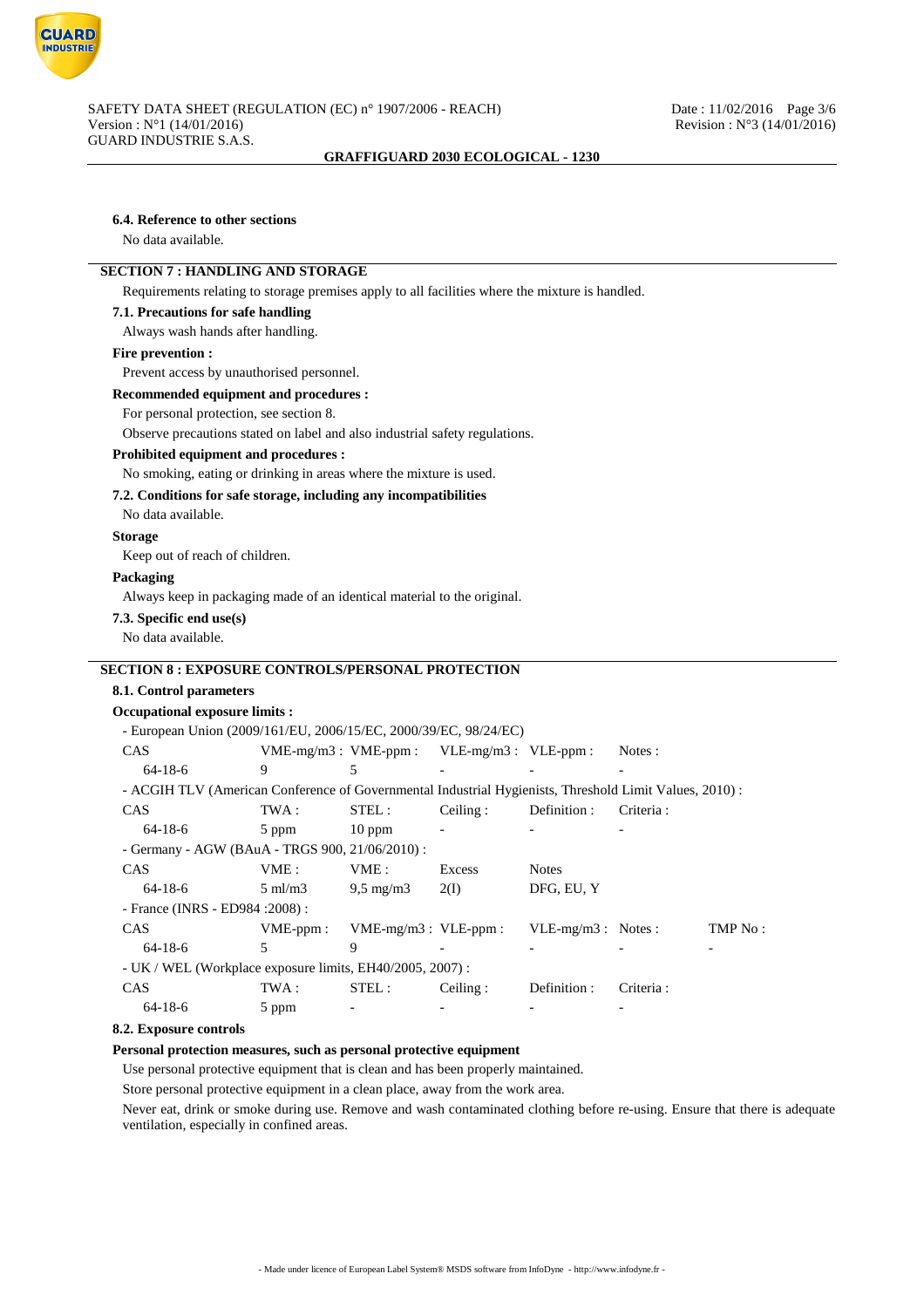#### 6.4. Reference to other sections

No data available.

## SECTION 7 : HANDLING AND STORAGE

Requirements relating to storage premises apply to all facilities where the mixture is handled.

#### 7.1. Precautions for safe handling

Always wash hands after handling.

**Fire prevention :**

Prevent access by unauthorised personnel.

**Recommended equipment and procedures :**

For personal protection, see section 8.

Observe precautions stated on label and also industrial safety regulations.

**Prohibited equipment and procedures :**

No smoking, eating or drinking in areas where the mixture is used.

#### 7.2. Conditions for safe storage, including any incompatibilities

No data available.

**Storage**

Keep out of reach of children.

**Packaging**

Always keep in packaging made of an identical material to the original.

#### 7.3. Specific end use(s)

No data available.

## SECTION 8 : EXPOSURE CONTROLS/PERSONAL PROTECTION

#### 8.1. Control parameters

**Occupational exposure limits :**

- European Union (2009/161/EU, 2006/15/EC, 2000/39/EC, 98/24/EC)

| CAS | VME-mg/m3 : | VME-ppm : | VLE-mg/m3 : | VLE-ppm : | Notes : |
|---|---|---|---|---|---|
| 64-18-6 | 9 | 5 | - | - | - |

- ACGIH TLV (American Conference of Governmental Industrial Hygienists, Threshold Limit Values, 2010) :

| CAS | TWA : | STEL : | Ceiling : | Definition : | Criteria : |
|---|---|---|---|---|---|
| 64-18-6 | 5 ppm | 10 ppm | - | - | - |

- Germany - AGW (BAuA - TRGS 900, 21/06/2010) :

| CAS | VME : | VME : | Excess | Notes |
|---|---|---|---|---|
| 64-18-6 | 5 ml/m3 | 9,5 mg/m3 | 2(I) | DFG, EU, Y |

- France (INRS - ED984 :2008) :

| CAS | VME-ppm : | VME-mg/m3 : | VLE-ppm : | VLE-mg/m3 : | Notes : | TMP No : |
|---|---|---|---|---|---|---|
| 64-18-6 | 5 | 9 | - | - | - | - |

- UK / WEL (Workplace exposure limits, EH40/2005, 2007) :

| CAS | TWA : | STEL : | Ceiling : | Definition : | Criteria : |
|---|---|---|---|---|---|
| 64-18-6 | 5 ppm | - | - | - | - |

#### 8.2. Exposure controls

**Personal protection measures, such as personal protective equipment**

Use personal protective equipment that is clean and has been properly maintained.

Store personal protective equipment in a clean place, away from the work area.

Never eat, drink or smoke during use. Remove and wash contaminated clothing before re-using. Ensure that there is adequate ventilation, especially in confined areas.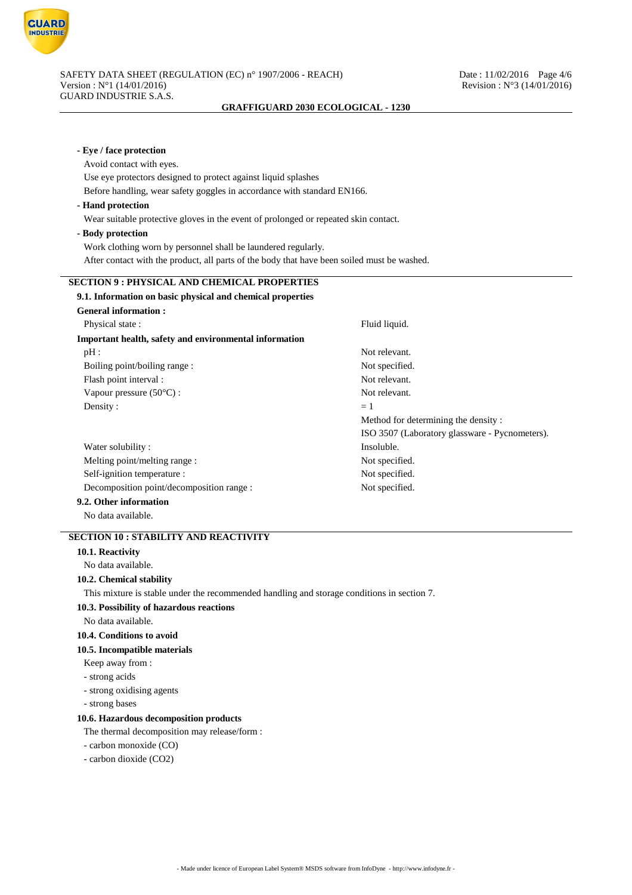**- Eye / face protection**

Avoid contact with eyes.

Use eye protectors designed to protect against liquid splashes

Before handling, wear safety goggles in accordance with standard EN166.

**- Hand protection**

Wear suitable protective gloves in the event of prolonged or repeated skin contact.

**- Body protection**

Work clothing worn by personnel shall be laundered regularly.

After contact with the product, all parts of the body that have been soiled must be washed.

## SECTION 9 : PHYSICAL AND CHEMICAL PROPERTIES

### 9.1. Information on basic physical and chemical properties

**General information :**

| | |
|---|---|
| Physical state : | Fluid liquid. |

**Important health, safety and environmental information**

| | |
|---|---|
| pH : | Not relevant. |
| Boiling point/boiling range : | Not specified. |
| Flash point interval : | Not relevant. |
| Vapour pressure (50°C) : | Not relevant. |
| Density : | = 1 |
| | Method for determining the density : |
| | ISO 3507 (Laboratory glassware - Pycnometers). |
| Water solubility : | Insoluble. |
| Melting point/melting range : | Not specified. |
| Self-ignition temperature : | Not specified. |
| Decomposition point/decomposition range : | Not specified. |

### 9.2. Other information

No data available.

## SECTION 10 : STABILITY AND REACTIVITY

### 10.1. Reactivity

No data available.

### 10.2. Chemical stability

This mixture is stable under the recommended handling and storage conditions in section 7.

### 10.3. Possibility of hazardous reactions

No data available.

### 10.4. Conditions to avoid

### 10.5. Incompatible materials

Keep away from :

- strong acids
- strong oxidising agents
- strong bases

### 10.6. Hazardous decomposition products

The thermal decomposition may release/form :

- carbon monoxide (CO)
- carbon dioxide ($CO_2$)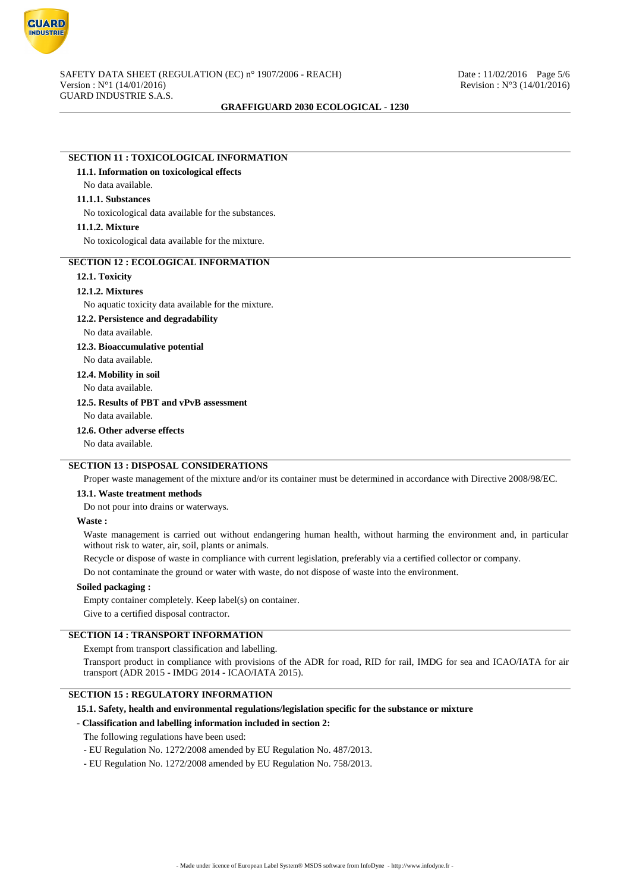## SECTION 11 : TOXICOLOGICAL INFORMATION

### 11.1. Information on toxicological effects

No data available.

#### 11.1.1. Substances

No toxicological data available for the substances.

#### 11.1.2. Mixture

No toxicological data available for the mixture.

## SECTION 12 : ECOLOGICAL INFORMATION

### 12.1. Toxicity

#### 12.1.2. Mixtures

No aquatic toxicity data available for the mixture.

### 12.2. Persistence and degradability

No data available.

### 12.3. Bioaccumulative potential

No data available.

### 12.4. Mobility in soil

No data available.

### 12.5. Results of PBT and vPvB assessment

No data available.

### 12.6. Other adverse effects

No data available.

## SECTION 13 : DISPOSAL CONSIDERATIONS

Proper waste management of the mixture and/or its container must be determined in accordance with Directive 2008/98/EC.

### 13.1. Waste treatment methods

Do not pour into drains or waterways.

**Waste :**

Waste management is carried out without endangering human health, without harming the environment and, in particular without risk to water, air, soil, plants or animals.

Recycle or dispose of waste in compliance with current legislation, preferably via a certified collector or company.

Do not contaminate the ground or water with waste, do not dispose of waste into the environment.

**Soiled packaging :**

Empty container completely. Keep label(s) on container.

Give to a certified disposal contractor.

## SECTION 14 : TRANSPORT INFORMATION

Exempt from transport classification and labelling.

Transport product in compliance with provisions of the ADR for road, RID for rail, IMDG for sea and ICAO/IATA for air transport (ADR 2015 - IMDG 2014 - ICAO/IATA 2015).

## SECTION 15 : REGULATORY INFORMATION

### 15.1. Safety, health and environmental regulations/legislation specific for the substance or mixture

**- Classification and labelling information included in section 2:**

The following regulations have been used:

- EU Regulation No. 1272/2008 amended by EU Regulation No. 487/2013.
- EU Regulation No. 1272/2008 amended by EU Regulation No. 758/2013.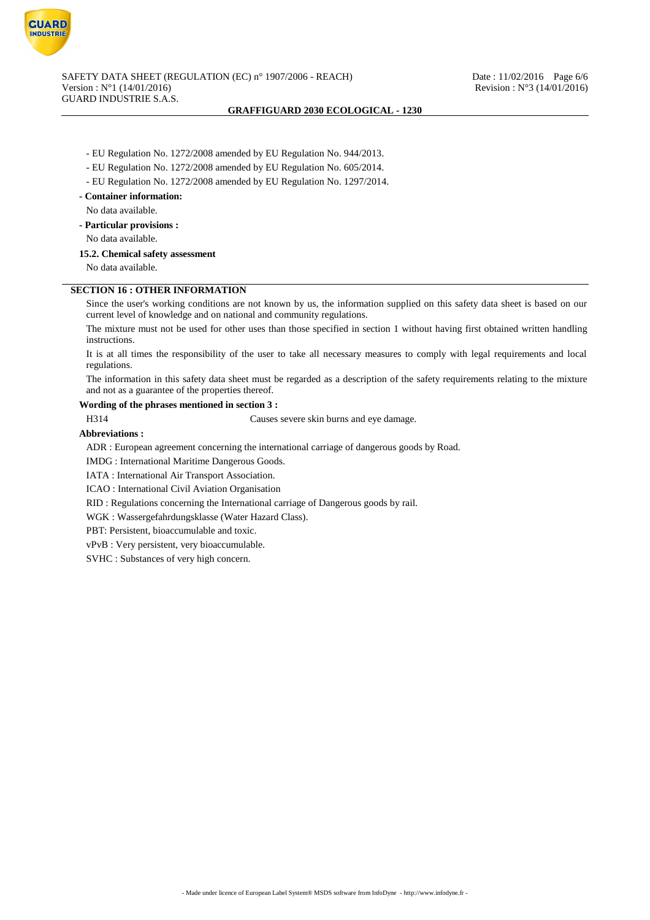- EU Regulation No. 1272/2008 amended by EU Regulation No. 944/2013.
- EU Regulation No. 1272/2008 amended by EU Regulation No. 605/2014.
- EU Regulation No. 1272/2008 amended by EU Regulation No. 1297/2014.

**- Container information:**

No data available.

**- Particular provisions :**

No data available.

**15.2. Chemical safety assessment**

No data available.

## SECTION 16 : OTHER INFORMATION

Since the user's working conditions are not known by us, the information supplied on this safety data sheet is based on our current level of knowledge and on national and community regulations.

The mixture must not be used for other uses than those specified in section 1 without having first obtained written handling instructions.

It is at all times the responsibility of the user to take all necessary measures to comply with legal requirements and local regulations.

The information in this safety data sheet must be regarded as a description of the safety requirements relating to the mixture and not as a guarantee of the properties thereof.

**Wording of the phrases mentioned in section 3 :**

| | |
|---|---|
| H314 | Causes severe skin burns and eye damage. |

**Abbreviations :**

ADR : European agreement concerning the international carriage of dangerous goods by Road.

IMDG : International Maritime Dangerous Goods.

IATA : International Air Transport Association.

ICAO : International Civil Aviation Organisation

RID : Regulations concerning the International carriage of Dangerous goods by rail.

WGK : Wassergefahrdungsklasse (Water Hazard Class).

PBT: Persistent, bioaccumulable and toxic.

vPvB : Very persistent, very bioaccumulable.

SVHC : Substances of very high concern.